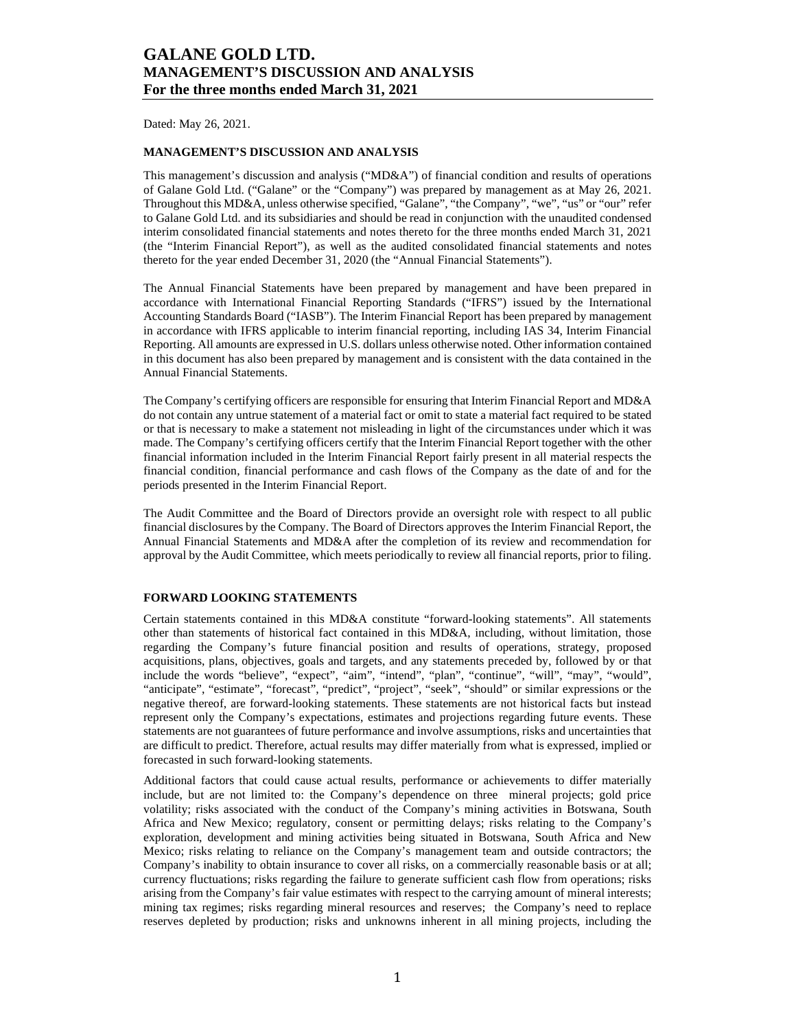# GALANE GOLD LTD.
# MANAGEMENT'S DISCUSSION AND ANALYSIS
# For the three months ended March 31, 2021

Dated: May 26, 2021.

**MANAGEMENT'S DISCUSSION AND ANALYSIS**

This management's discussion and analysis ("MD&A") of financial condition and results of operations of Galane Gold Ltd. ("Galane" or the "Company") was prepared by management as at May 26, 2021. Throughout this MD&A, unless otherwise specified, "Galane", "the Company", "we", "us" or "our" refer to Galane Gold Ltd. and its subsidiaries and should be read in conjunction with the unaudited condensed interim consolidated financial statements and notes thereto for the three months ended March 31, 2021 (the "Interim Financial Report"), as well as the audited consolidated financial statements and notes thereto for the year ended December 31, 2020 (the "Annual Financial Statements").

The Annual Financial Statements have been prepared by management and have been prepared in accordance with International Financial Reporting Standards ("IFRS") issued by the International Accounting Standards Board ("IASB"). The Interim Financial Report has been prepared by management in accordance with IFRS applicable to interim financial reporting, including IAS 34, Interim Financial Reporting. All amounts are expressed in U.S. dollars unless otherwise noted. Other information contained in this document has also been prepared by management and is consistent with the data contained in the Annual Financial Statements.

The Company's certifying officers are responsible for ensuring that Interim Financial Report and MD&A do not contain any untrue statement of a material fact or omit to state a material fact required to be stated or that is necessary to make a statement not misleading in light of the circumstances under which it was made. The Company's certifying officers certify that the Interim Financial Report together with the other financial information included in the Interim Financial Report fairly present in all material respects the financial condition, financial performance and cash flows of the Company as the date of and for the periods presented in the Interim Financial Report.

The Audit Committee and the Board of Directors provide an oversight role with respect to all public financial disclosures by the Company. The Board of Directors approves the Interim Financial Report, the Annual Financial Statements and MD&A after the completion of its review and recommendation for approval by the Audit Committee, which meets periodically to review all financial reports, prior to filing.

**FORWARD LOOKING STATEMENTS**

Certain statements contained in this MD&A constitute "forward-looking statements". All statements other than statements of historical fact contained in this MD&A, including, without limitation, those regarding the Company's future financial position and results of operations, strategy, proposed acquisitions, plans, objectives, goals and targets, and any statements preceded by, followed by or that include the words "believe", "expect", "aim", "intend", "plan", "continue", "will", "may", "would", "anticipate", "estimate", "forecast", "predict", "project", "seek", "should" or similar expressions or the negative thereof, are forward-looking statements. These statements are not historical facts but instead represent only the Company's expectations, estimates and projections regarding future events. These statements are not guarantees of future performance and involve assumptions, risks and uncertainties that are difficult to predict. Therefore, actual results may differ materially from what is expressed, implied or forecasted in such forward-looking statements.

Additional factors that could cause actual results, performance or achievements to differ materially include, but are not limited to: the Company's dependence on three mineral projects; gold price volatility; risks associated with the conduct of the Company's mining activities in Botswana, South Africa and New Mexico; regulatory, consent or permitting delays; risks relating to the Company's exploration, development and mining activities being situated in Botswana, South Africa and New Mexico; risks relating to reliance on the Company's management team and outside contractors; the Company's inability to obtain insurance to cover all risks, on a commercially reasonable basis or at all; currency fluctuations; risks regarding the failure to generate sufficient cash flow from operations; risks arising from the Company's fair value estimates with respect to the carrying amount of mineral interests; mining tax regimes; risks regarding mineral resources and reserves; the Company's need to replace reserves depleted by production; risks and unknowns inherent in all mining projects, including the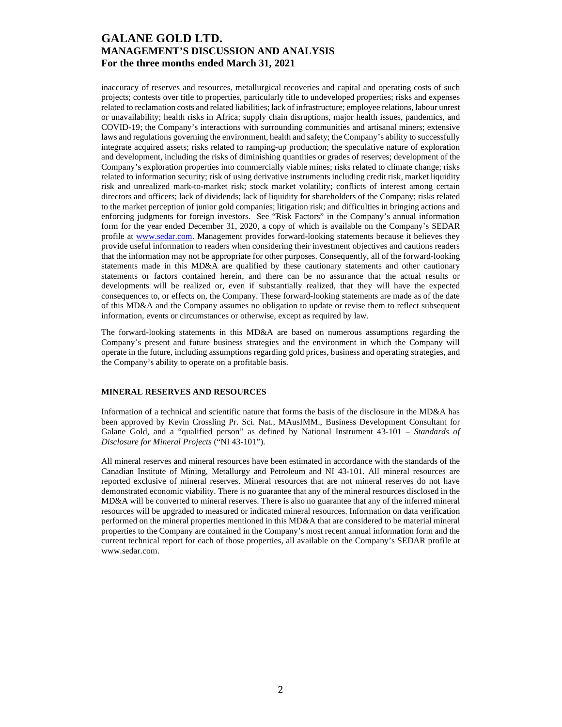inaccuracy of reserves and resources, metallurgical recoveries and capital and operating costs of such projects; contests over title to properties, particularly title to undeveloped properties; risks and expenses related to reclamation costs and related liabilities; lack of infrastructure; employee relations, labour unrest or unavailability; health risks in Africa; supply chain disruptions, major health issues, pandemics, and COVID-19; the Company's interactions with surrounding communities and artisanal miners; extensive laws and regulations governing the environment, health and safety; the Company's ability to successfully integrate acquired assets; risks related to ramping-up production; the speculative nature of exploration and development, including the risks of diminishing quantities or grades of reserves; development of the Company's exploration properties into commercially viable mines; risks related to climate change; risks related to information security; risk of using derivative instruments including credit risk, market liquidity risk and unrealized mark-to-market risk; stock market volatility; conflicts of interest among certain directors and officers; lack of dividends; lack of liquidity for shareholders of the Company; risks related to the market perception of junior gold companies; litigation risk; and difficulties in bringing actions and enforcing judgments for foreign investors. See "Risk Factors" in the Company's annual information form for the year ended December 31, 2020, a copy of which is available on the Company's SEDAR profile at www.sedar.com. Management provides forward-looking statements because it believes they provide useful information to readers when considering their investment objectives and cautions readers that the information may not be appropriate for other purposes. Consequently, all of the forward-looking statements made in this MD&A are qualified by these cautionary statements and other cautionary statements or factors contained herein, and there can be no assurance that the actual results or developments will be realized or, even if substantially realized, that they will have the expected consequences to, or effects on, the Company. These forward-looking statements are made as of the date of this MD&A and the Company assumes no obligation to update or revise them to reflect subsequent information, events or circumstances or otherwise, except as required by law.

The forward-looking statements in this MD&A are based on numerous assumptions regarding the Company's present and future business strategies and the environment in which the Company will operate in the future, including assumptions regarding gold prices, business and operating strategies, and the Company's ability to operate on a profitable basis.

## MINERAL RESERVES AND RESOURCES

Information of a technical and scientific nature that forms the basis of the disclosure in the MD&A has been approved by Kevin Crossling Pr. Sci. Nat., MAusIMM., Business Development Consultant for Galane Gold, and a "qualified person" as defined by National Instrument 43-101 – *Standards of Disclosure for Mineral Projects* ("NI 43-101").

All mineral reserves and mineral resources have been estimated in accordance with the standards of the Canadian Institute of Mining, Metallurgy and Petroleum and NI 43-101. All mineral resources are reported exclusive of mineral reserves. Mineral resources that are not mineral reserves do not have demonstrated economic viability. There is no guarantee that any of the mineral resources disclosed in the MD&A will be converted to mineral reserves. There is also no guarantee that any of the inferred mineral resources will be upgraded to measured or indicated mineral resources. Information on data verification performed on the mineral properties mentioned in this MD&A that are considered to be material mineral properties to the Company are contained in the Company's most recent annual information form and the current technical report for each of those properties, all available on the Company's SEDAR profile at www.sedar.com.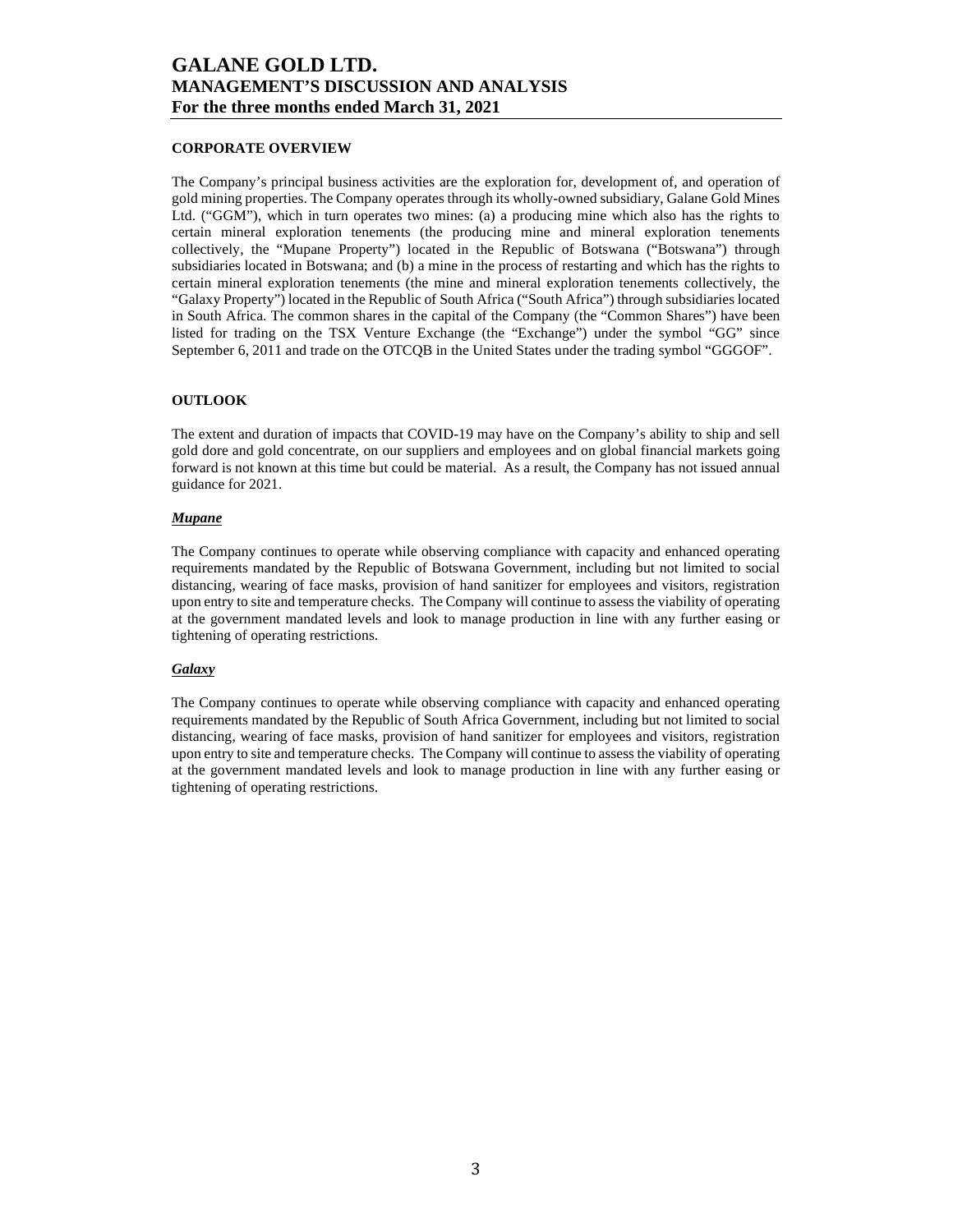## CORPORATE OVERVIEW

The Company's principal business activities are the exploration for, development of, and operation of gold mining properties. The Company operates through its wholly-owned subsidiary, Galane Gold Mines Ltd. ("GGM"), which in turn operates two mines: (a) a producing mine which also has the rights to certain mineral exploration tenements (the producing mine and mineral exploration tenements collectively, the "Mupane Property") located in the Republic of Botswana ("Botswana") through subsidiaries located in Botswana; and (b) a mine in the process of restarting and which has the rights to certain mineral exploration tenements (the mine and mineral exploration tenements collectively, the "Galaxy Property") located in the Republic of South Africa ("South Africa") through subsidiaries located in South Africa. The common shares in the capital of the Company (the "Common Shares") have been listed for trading on the TSX Venture Exchange (the "Exchange") under the symbol "GG" since September 6, 2011 and trade on the OTCQB in the United States under the trading symbol "GGGOF".

## OUTLOOK

The extent and duration of impacts that COVID-19 may have on the Company's ability to ship and sell gold dore and gold concentrate, on our suppliers and employees and on global financial markets going forward is not known at this time but could be material. As a result, the Company has not issued annual guidance for 2021.

### ***Mupane***

The Company continues to operate while observing compliance with capacity and enhanced operating requirements mandated by the Republic of Botswana Government, including but not limited to social distancing, wearing of face masks, provision of hand sanitizer for employees and visitors, registration upon entry to site and temperature checks. The Company will continue to assess the viability of operating at the government mandated levels and look to manage production in line with any further easing or tightening of operating restrictions.

### ***Galaxy***

The Company continues to operate while observing compliance with capacity and enhanced operating requirements mandated by the Republic of South Africa Government, including but not limited to social distancing, wearing of face masks, provision of hand sanitizer for employees and visitors, registration upon entry to site and temperature checks. The Company will continue to assess the viability of operating at the government mandated levels and look to manage production in line with any further easing or tightening of operating restrictions.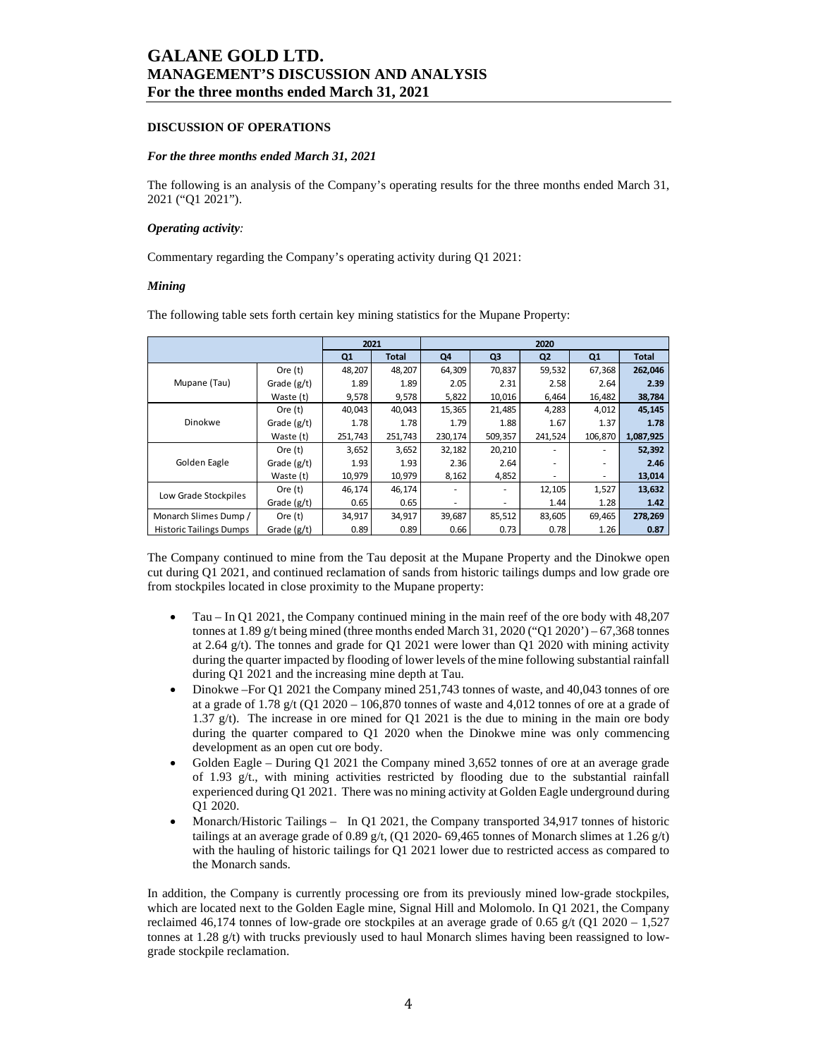# GALANE GOLD LTD.
# MANAGEMENT'S DISCUSSION AND ANALYSIS
# For the three months ended March 31, 2021

### DISCUSSION OF OPERATIONS

***For the three months ended March 31, 2021***

The following is an analysis of the Company's operating results for the three months ended March 31, 2021 ("Q1 2021").

***Operating activity:***

Commentary regarding the Company's operating activity during Q1 2021:

***Mining***

The following table sets forth certain key mining statistics for the Mupane Property:

| | | 2021 | | 2020 | | | | |
|---|---|---|---|---|---|---|---|---|
| | | Q1 | Total | Q4 | Q3 | Q2 | Q1 | Total |
| Mupane (Tau) | Ore (t) | 48,207 | 48,207 | 64,309 | 70,837 | 59,532 | 67,368 | **262,046** |
| | Grade (g/t) | 1.89 | 1.89 | 2.05 | 2.31 | 2.58 | 2.64 | **2.39** |
| | Waste (t) | 9,578 | 9,578 | 5,822 | 10,016 | 6,464 | 16,482 | **38,784** |
| Dinokwe | Ore (t) | 40,043 | 40,043 | 15,365 | 21,485 | 4,283 | 4,012 | **45,145** |
| | Grade (g/t) | 1.78 | 1.78 | 1.79 | 1.88 | 1.67 | 1.37 | **1.78** |
| | Waste (t) | 251,743 | 251,743 | 230,174 | 509,357 | 241,524 | 106,870 | **1,087,925** |
| Golden Eagle | Ore (t) | 3,652 | 3,652 | 32,182 | 20,210 | - | - | **52,392** |
| | Grade (g/t) | 1.93 | 1.93 | 2.36 | 2.64 | - | - | **2.46** |
| | Waste (t) | 10,979 | 10,979 | 8,162 | 4,852 | - | - | **13,014** |
| Low Grade Stockpiles | Ore (t) | 46,174 | 46,174 | - | - | 12,105 | 1,527 | **13,632** |
| | Grade (g/t) | 0.65 | 0.65 | - | - | 1.44 | 1.28 | **1.42** |
| Monarch Slimes Dump / Historic Tailings Dumps | Ore (t) | 34,917 | 34,917 | 39,687 | 85,512 | 83,605 | 69,465 | **278,269** |
| | Grade (g/t) | 0.89 | 0.89 | 0.66 | 0.73 | 0.78 | 1.26 | **0.87** |

The Company continued to mine from the Tau deposit at the Mupane Property and the Dinokwe open cut during Q1 2021, and continued reclamation of sands from historic tailings dumps and low grade ore from stockpiles located in close proximity to the Mupane property:

- Tau – In Q1 2021, the Company continued mining in the main reef of the ore body with 48,207 tonnes at 1.89 g/t being mined (three months ended March 31, 2020 ("Q1 2020') – 67,368 tonnes at 2.64 g/t). The tonnes and grade for Q1 2021 were lower than Q1 2020 with mining activity during the quarter impacted by flooding of lower levels of the mine following substantial rainfall during Q1 2021 and the increasing mine depth at Tau.
- Dinokwe –For Q1 2021 the Company mined 251,743 tonnes of waste, and 40,043 tonnes of ore at a grade of 1.78 g/t (Q1 2020 – 106,870 tonnes of waste and 4,012 tonnes of ore at a grade of 1.37 g/t). The increase in ore mined for Q1 2021 is the due to mining in the main ore body during the quarter compared to Q1 2020 when the Dinokwe mine was only commencing development as an open cut ore body.
- Golden Eagle – During Q1 2021 the Company mined 3,652 tonnes of ore at an average grade of 1.93 g/t., with mining activities restricted by flooding due to the substantial rainfall experienced during Q1 2021. There was no mining activity at Golden Eagle underground during Q1 2020.
- Monarch/Historic Tailings – In Q1 2021, the Company transported 34,917 tonnes of historic tailings at an average grade of 0.89 g/t, (Q1 2020- 69,465 tonnes of Monarch slimes at 1.26 g/t) with the hauling of historic tailings for Q1 2021 lower due to restricted access as compared to the Monarch sands.

In addition, the Company is currently processing ore from its previously mined low-grade stockpiles, which are located next to the Golden Eagle mine, Signal Hill and Molomolo. In Q1 2021, the Company reclaimed 46,174 tonnes of low-grade ore stockpiles at an average grade of 0.65 g/t (Q1 2020 – 1,527 tonnes at 1.28 g/t) with trucks previously used to haul Monarch slimes having been reassigned to low-grade stockpile reclamation.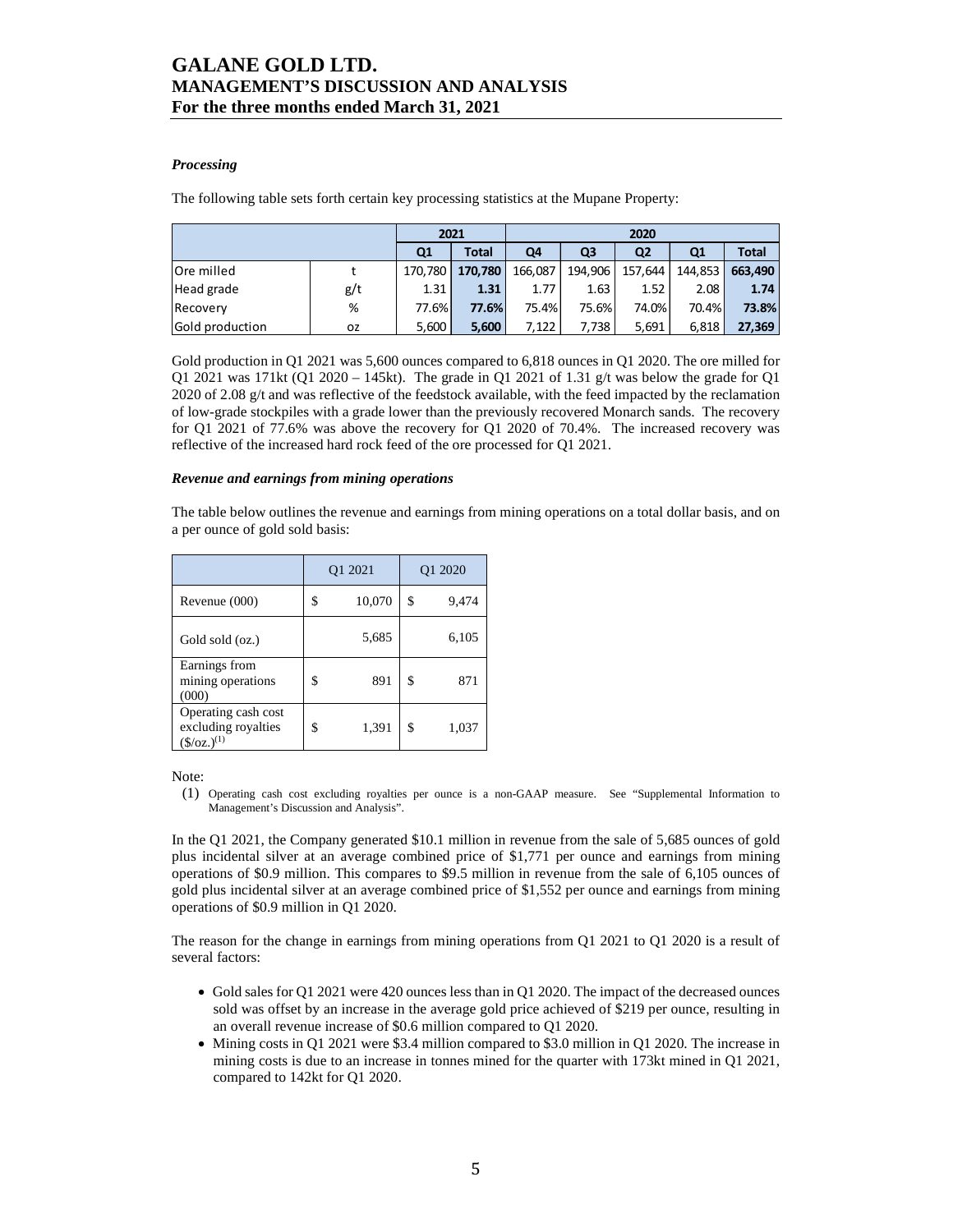### *Processing*

The following table sets forth certain key processing statistics at the Mupane Property:

| | | 2021 | | 2020 | | | | |
|---|---|---|---|---|---|---|---|---|
| | | Q1 | Total | Q4 | Q3 | Q2 | Q1 | Total |
| Ore milled | t | 170,780 | **170,780** | 166,087 | 194,906 | 157,644 | 144,853 | **663,490** |
| Head grade | g/t | 1.31 | **1.31** | 1.77 | 1.63 | 1.52 | 2.08 | **1.74** |
| Recovery | % | 77.6% | **77.6%** | 75.4% | 75.6% | 74.0% | 70.4% | **73.8%** |
| Gold production | oz | 5,600 | **5,600** | 7,122 | 7,738 | 5,691 | 6,818 | **27,369** |

Gold production in Q1 2021 was 5,600 ounces compared to 6,818 ounces in Q1 2020. The ore milled for Q1 2021 was 171kt (Q1 2020 – 145kt). The grade in Q1 2021 of 1.31 g/t was below the grade for Q1 2020 of 2.08 g/t and was reflective of the feedstock available, with the feed impacted by the reclamation of low-grade stockpiles with a grade lower than the previously recovered Monarch sands. The recovery for Q1 2021 of 77.6% was above the recovery for Q1 2020 of 70.4%. The increased recovery was reflective of the increased hard rock feed of the ore processed for Q1 2021.

### *Revenue and earnings from mining operations*

The table below outlines the revenue and earnings from mining operations on a total dollar basis, and on a per ounce of gold sold basis:

| | Q1 2021 | Q1 2020 |
|---|---|---|
| Revenue (000) | $ 10,070 | $ 9,474 |
| Gold sold (oz.) | 5,685 | 6,105 |
| Earnings from mining operations (000) | $ 891 | $ 871 |
| Operating cash cost excluding royalties ($/oz.)(1) | $ 1,391 | $ 1,037 |

Note:

(1) Operating cash cost excluding royalties per ounce is a non-GAAP measure. See "Supplemental Information to Management's Discussion and Analysis".

In the Q1 2021, the Company generated $10.1 million in revenue from the sale of 5,685 ounces of gold plus incidental silver at an average combined price of $1,771 per ounce and earnings from mining operations of $0.9 million. This compares to $9.5 million in revenue from the sale of 6,105 ounces of gold plus incidental silver at an average combined price of $1,552 per ounce and earnings from mining operations of $0.9 million in Q1 2020.

The reason for the change in earnings from mining operations from Q1 2021 to Q1 2020 is a result of several factors:

- Gold sales for Q1 2021 were 420 ounces less than in Q1 2020. The impact of the decreased ounces sold was offset by an increase in the average gold price achieved of $219 per ounce, resulting in an overall revenue increase of $0.6 million compared to Q1 2020.
- Mining costs in Q1 2021 were $3.4 million compared to $3.0 million in Q1 2020. The increase in mining costs is due to an increase in tonnes mined for the quarter with 173kt mined in Q1 2021, compared to 142kt for Q1 2020.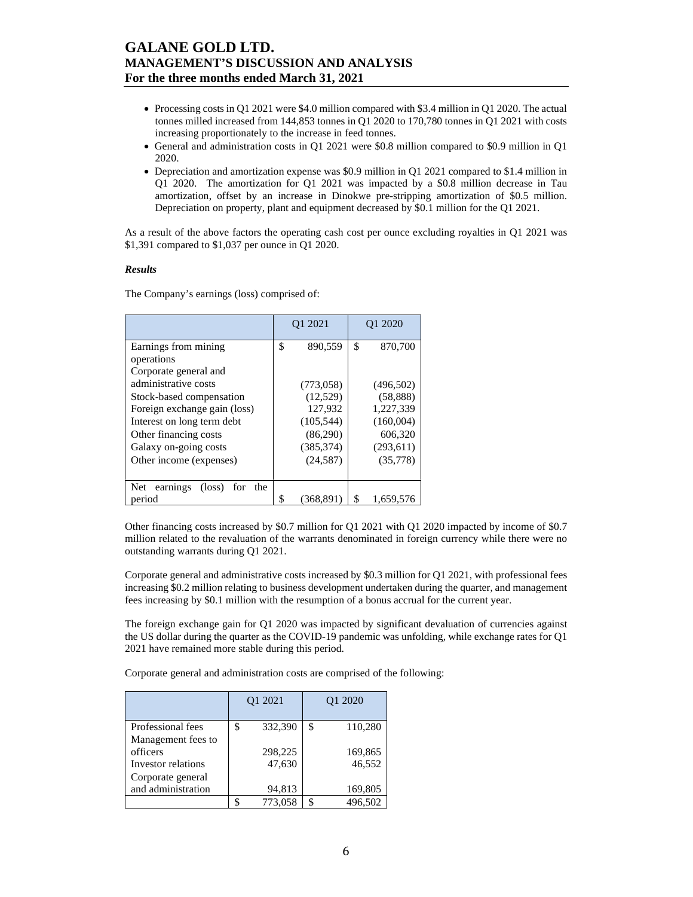- Processing costs in Q1 2021 were \$4.0 million compared with \$3.4 million in Q1 2020. The actual tonnes milled increased from 144,853 tonnes in Q1 2020 to 170,780 tonnes in Q1 2021 with costs increasing proportionately to the increase in feed tonnes.
- General and administration costs in Q1 2021 were \$0.8 million compared to \$0.9 million in Q1 2020.
- Depreciation and amortization expense was \$0.9 million in Q1 2021 compared to \$1.4 million in Q1 2020. The amortization for Q1 2021 was impacted by a \$0.8 million decrease in Tau amortization, offset by an increase in Dinokwe pre-stripping amortization of \$0.5 million. Depreciation on property, plant and equipment decreased by \$0.1 million for the Q1 2021.

As a result of the above factors the operating cash cost per ounce excluding royalties in Q1 2021 was \$1,391 compared to \$1,037 per ounce in Q1 2020.

***Results***

The Company's earnings (loss) comprised of:

| | Q1 2021 | Q1 2020 |
|---|---|---|
| Earnings from mining operations | $ 890,559 | $ 870,700 |
| Corporate general and administrative costs | (773,058) | (496,502) |
| Stock-based compensation | (12,529) | (58,888) |
| Foreign exchange gain (loss) | 127,932 | 1,227,339 |
| Interest on long term debt | (105,544) | (160,004) |
| Other financing costs | (86,290) | 606,320 |
| Galaxy on-going costs | (385,374) | (293,611) |
| Other income (expenses) | (24,587) | (35,778) |
| Net earnings (loss) for the period | $ (368,891) | $ 1,659,576 |

Other financing costs increased by \$0.7 million for Q1 2021 with Q1 2020 impacted by income of \$0.7 million related to the revaluation of the warrants denominated in foreign currency while there were no outstanding warrants during Q1 2021.

Corporate general and administrative costs increased by \$0.3 million for Q1 2021, with professional fees increasing \$0.2 million relating to business development undertaken during the quarter, and management fees increasing by \$0.1 million with the resumption of a bonus accrual for the current year.

The foreign exchange gain for Q1 2020 was impacted by significant devaluation of currencies against the US dollar during the quarter as the COVID-19 pandemic was unfolding, while exchange rates for Q1 2021 have remained more stable during this period.

Corporate general and administration costs are comprised of the following:

| | Q1 2021 | Q1 2020 |
|---|---|---|
| Professional fees | $ 332,390 | $ 110,280 |
| Management fees to officers | 298,225 | 169,865 |
| Investor relations | 47,630 | 46,552 |
| Corporate general and administration | 94,813 | 169,805 |
| | $ 773,058 | $ 496,502 |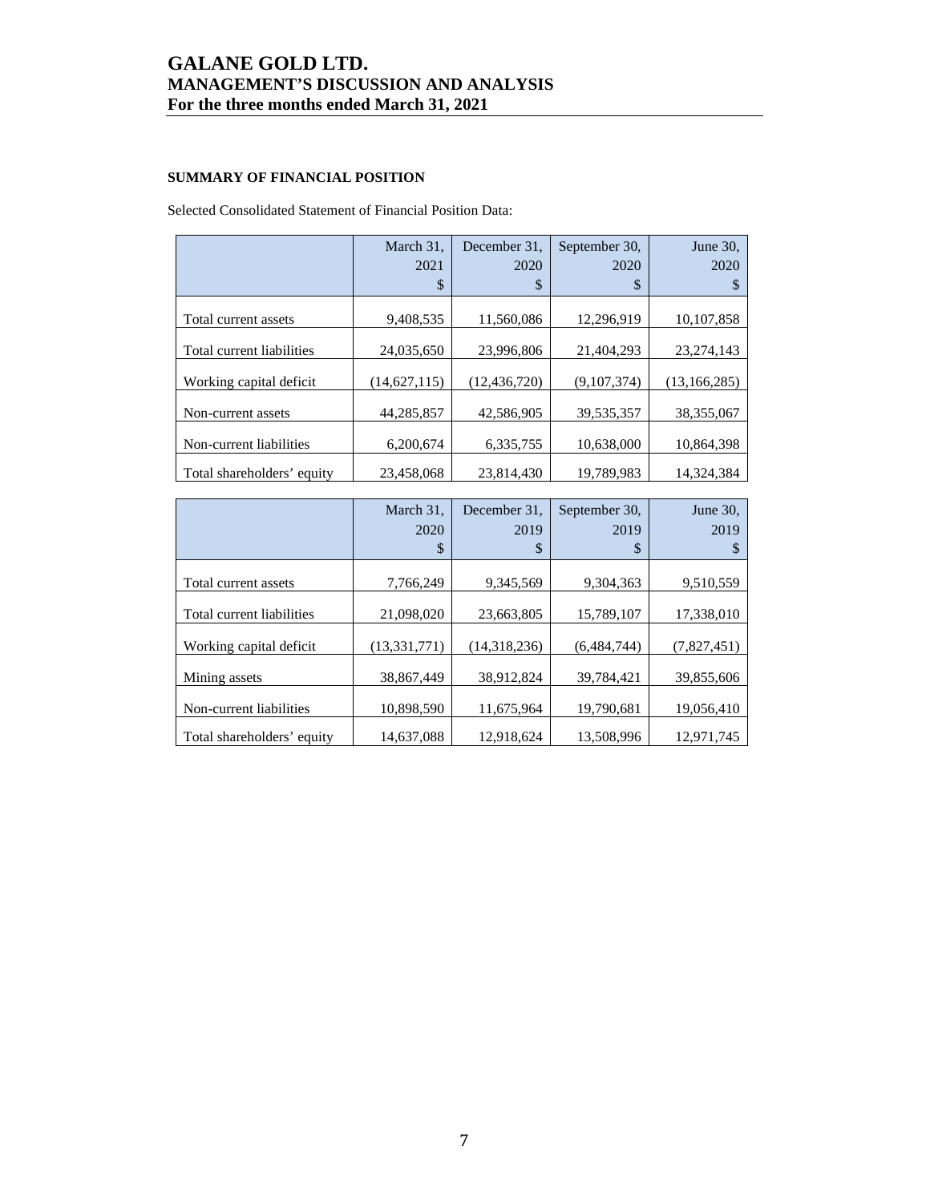## SUMMARY OF FINANCIAL POSITION

Selected Consolidated Statement of Financial Position Data:

| | March 31, 2021 $ | December 31, 2020 $ | September 30, 2020 $ | June 30, 2020 $ |
|---|---|---|---|---|
| Total current assets | 9,408,535 | 11,560,086 | 12,296,919 | 10,107,858 |
| Total current liabilities | 24,035,650 | 23,996,806 | 21,404,293 | 23,274,143 |
| Working capital deficit | (14,627,115) | (12,436,720) | (9,107,374) | (13,166,285) |
| Non-current assets | 44,285,857 | 42,586,905 | 39,535,357 | 38,355,067 |
| Non-current liabilities | 6,200,674 | 6,335,755 | 10,638,000 | 10,864,398 |
| Total shareholders' equity | 23,458,068 | 23,814,430 | 19,789,983 | 14,324,384 |

| | March 31, 2020 $ | December 31, 2019 $ | September 30, 2019 $ | June 30, 2019 $ |
|---|---|---|---|---|
| Total current assets | 7,766,249 | 9,345,569 | 9,304,363 | 9,510,559 |
| Total current liabilities | 21,098,020 | 23,663,805 | 15,789,107 | 17,338,010 |
| Working capital deficit | (13,331,771) | (14,318,236) | (6,484,744) | (7,827,451) |
| Mining assets | 38,867,449 | 38,912,824 | 39,784,421 | 39,855,606 |
| Non-current liabilities | 10,898,590 | 11,675,964 | 19,790,681 | 19,056,410 |
| Total shareholders' equity | 14,637,088 | 12,918,624 | 13,508,996 | 12,971,745 |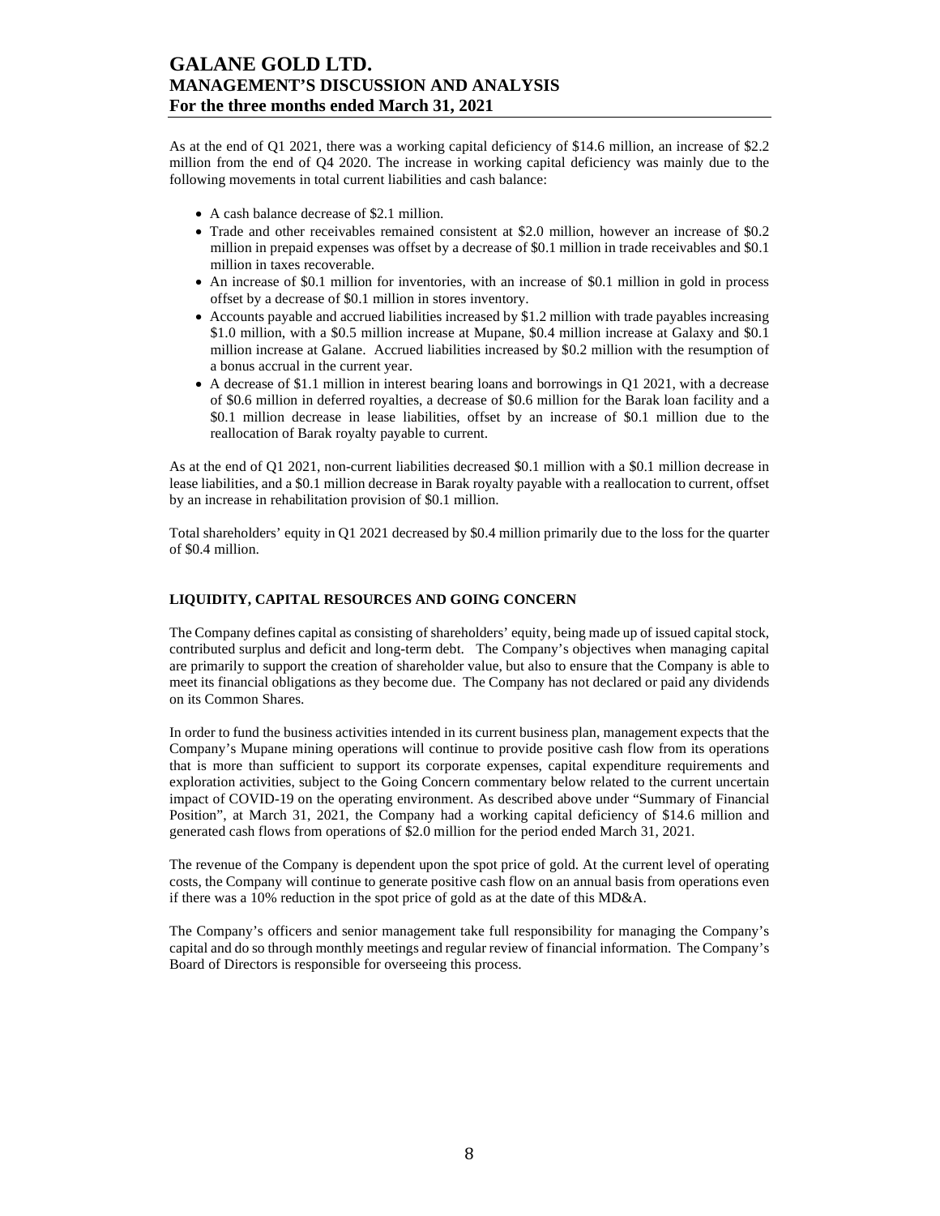As at the end of Q1 2021, there was a working capital deficiency of $14.6 million, an increase of $2.2 million from the end of Q4 2020. The increase in working capital deficiency was mainly due to the following movements in total current liabilities and cash balance:

- A cash balance decrease of $2.1 million.
- Trade and other receivables remained consistent at $2.0 million, however an increase of $0.2 million in prepaid expenses was offset by a decrease of $0.1 million in trade receivables and $0.1 million in taxes recoverable.
- An increase of $0.1 million for inventories, with an increase of $0.1 million in gold in process offset by a decrease of $0.1 million in stores inventory.
- Accounts payable and accrued liabilities increased by $1.2 million with trade payables increasing $1.0 million, with a $0.5 million increase at Mupane, $0.4 million increase at Galaxy and $0.1 million increase at Galane. Accrued liabilities increased by $0.2 million with the resumption of a bonus accrual in the current year.
- A decrease of $1.1 million in interest bearing loans and borrowings in Q1 2021, with a decrease of $0.6 million in deferred royalties, a decrease of $0.6 million for the Barak loan facility and a $0.1 million decrease in lease liabilities, offset by an increase of $0.1 million due to the reallocation of Barak royalty payable to current.

As at the end of Q1 2021, non-current liabilities decreased $0.1 million with a $0.1 million decrease in lease liabilities, and a $0.1 million decrease in Barak royalty payable with a reallocation to current, offset by an increase in rehabilitation provision of $0.1 million.

Total shareholders' equity in Q1 2021 decreased by $0.4 million primarily due to the loss for the quarter of $0.4 million.

## LIQUIDITY, CAPITAL RESOURCES AND GOING CONCERN

The Company defines capital as consisting of shareholders' equity, being made up of issued capital stock, contributed surplus and deficit and long-term debt. The Company's objectives when managing capital are primarily to support the creation of shareholder value, but also to ensure that the Company is able to meet its financial obligations as they become due. The Company has not declared or paid any dividends on its Common Shares.

In order to fund the business activities intended in its current business plan, management expects that the Company's Mupane mining operations will continue to provide positive cash flow from its operations that is more than sufficient to support its corporate expenses, capital expenditure requirements and exploration activities, subject to the Going Concern commentary below related to the current uncertain impact of COVID-19 on the operating environment. As described above under "Summary of Financial Position", at March 31, 2021, the Company had a working capital deficiency of $14.6 million and generated cash flows from operations of $2.0 million for the period ended March 31, 2021.

The revenue of the Company is dependent upon the spot price of gold. At the current level of operating costs, the Company will continue to generate positive cash flow on an annual basis from operations even if there was a 10% reduction in the spot price of gold as at the date of this MD&A.

The Company's officers and senior management take full responsibility for managing the Company's capital and do so through monthly meetings and regular review of financial information. The Company's Board of Directors is responsible for overseeing this process.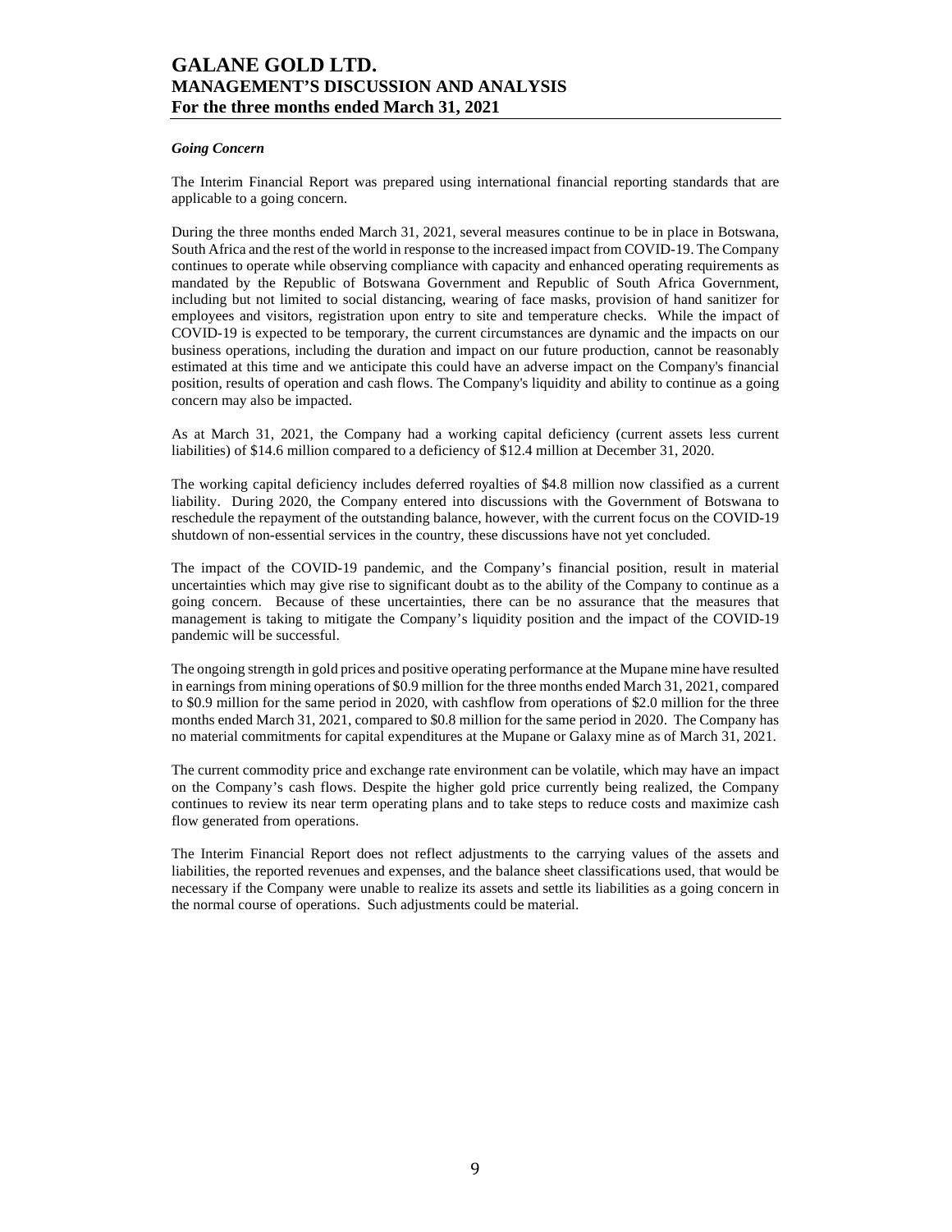### *Going Concern*

The Interim Financial Report was prepared using international financial reporting standards that are applicable to a going concern.

During the three months ended March 31, 2021, several measures continue to be in place in Botswana, South Africa and the rest of the world in response to the increased impact from COVID-19. The Company continues to operate while observing compliance with capacity and enhanced operating requirements as mandated by the Republic of Botswana Government and Republic of South Africa Government, including but not limited to social distancing, wearing of face masks, provision of hand sanitizer for employees and visitors, registration upon entry to site and temperature checks. While the impact of COVID-19 is expected to be temporary, the current circumstances are dynamic and the impacts on our business operations, including the duration and impact on our future production, cannot be reasonably estimated at this time and we anticipate this could have an adverse impact on the Company's financial position, results of operation and cash flows. The Company's liquidity and ability to continue as a going concern may also be impacted.

As at March 31, 2021, the Company had a working capital deficiency (current assets less current liabilities) of $14.6 million compared to a deficiency of $12.4 million at December 31, 2020.

The working capital deficiency includes deferred royalties of $4.8 million now classified as a current liability. During 2020, the Company entered into discussions with the Government of Botswana to reschedule the repayment of the outstanding balance, however, with the current focus on the COVID-19 shutdown of non-essential services in the country, these discussions have not yet concluded.

The impact of the COVID-19 pandemic, and the Company's financial position, result in material uncertainties which may give rise to significant doubt as to the ability of the Company to continue as a going concern. Because of these uncertainties, there can be no assurance that the measures that management is taking to mitigate the Company's liquidity position and the impact of the COVID-19 pandemic will be successful.

The ongoing strength in gold prices and positive operating performance at the Mupane mine have resulted in earnings from mining operations of $0.9 million for the three months ended March 31, 2021, compared to $0.9 million for the same period in 2020, with cashflow from operations of $2.0 million for the three months ended March 31, 2021, compared to $0.8 million for the same period in 2020. The Company has no material commitments for capital expenditures at the Mupane or Galaxy mine as of March 31, 2021.

The current commodity price and exchange rate environment can be volatile, which may have an impact on the Company's cash flows. Despite the higher gold price currently being realized, the Company continues to review its near term operating plans and to take steps to reduce costs and maximize cash flow generated from operations.

The Interim Financial Report does not reflect adjustments to the carrying values of the assets and liabilities, the reported revenues and expenses, and the balance sheet classifications used, that would be necessary if the Company were unable to realize its assets and settle its liabilities as a going concern in the normal course of operations. Such adjustments could be material.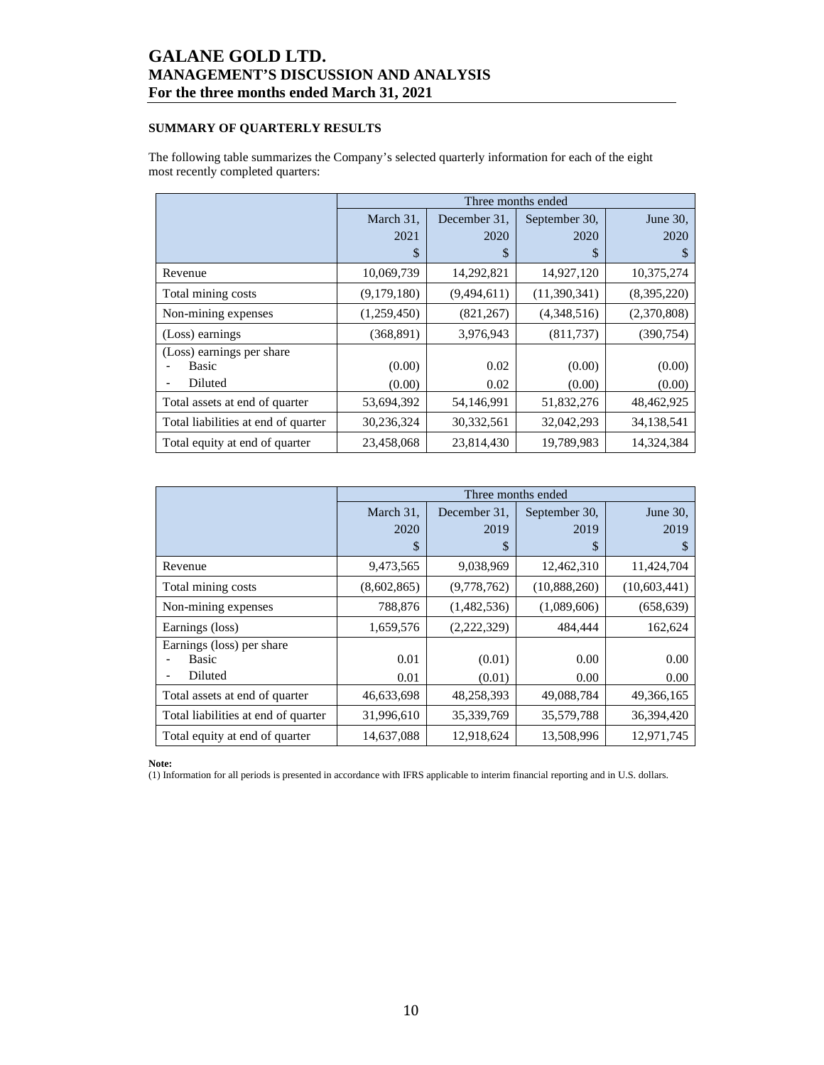## SUMMARY OF QUARTERLY RESULTS

The following table summarizes the Company's selected quarterly information for each of the eight most recently completed quarters:

| | Three months ended | | | |
|---|---|---|---|---|
| | March 31, 2021 $ | December 31, 2020 $ | September 30, 2020 $ | June 30, 2020 $ |
| Revenue | 10,069,739 | 14,292,821 | 14,927,120 | 10,375,274 |
| Total mining costs | (9,179,180) | (9,494,611) | (11,390,341) | (8,395,220) |
| Non-mining expenses | (1,259,450) | (821,267) | (4,348,516) | (2,370,808) |
| (Loss) earnings | (368,891) | 3,976,943 | (811,737) | (390,754) |
| (Loss) earnings per share | | | | |
| - Basic | (0.00) | 0.02 | (0.00) | (0.00) |
| - Diluted | (0.00) | 0.02 | (0.00) | (0.00) |
| Total assets at end of quarter | 53,694,392 | 54,146,991 | 51,832,276 | 48,462,925 |
| Total liabilities at end of quarter | 30,236,324 | 30,332,561 | 32,042,293 | 34,138,541 |
| Total equity at end of quarter | 23,458,068 | 23,814,430 | 19,789,983 | 14,324,384 |

| | Three months ended | | | |
|---|---|---|---|---|
| | March 31, 2020 $ | December 31, 2019 $ | September 30, 2019 $ | June 30, 2019 $ |
| Revenue | 9,473,565 | 9,038,969 | 12,462,310 | 11,424,704 |
| Total mining costs | (8,602,865) | (9,778,762) | (10,888,260) | (10,603,441) |
| Non-mining expenses | 788,876 | (1,482,536) | (1,089,606) | (658,639) |
| Earnings (loss) | 1,659,576 | (2,222,329) | 484,444 | 162,624 |
| Earnings (loss) per share | | | | |
| - Basic | 0.01 | (0.01) | 0.00 | 0.00 |
| - Diluted | 0.01 | (0.01) | 0.00 | 0.00 |
| Total assets at end of quarter | 46,633,698 | 48,258,393 | 49,088,784 | 49,366,165 |
| Total liabilities at end of quarter | 31,996,610 | 35,339,769 | 35,579,788 | 36,394,420 |
| Total equity at end of quarter | 14,637,088 | 12,918,624 | 13,508,996 | 12,971,745 |

**Note:**

(1) Information for all periods is presented in accordance with IFRS applicable to interim financial reporting and in U.S. dollars.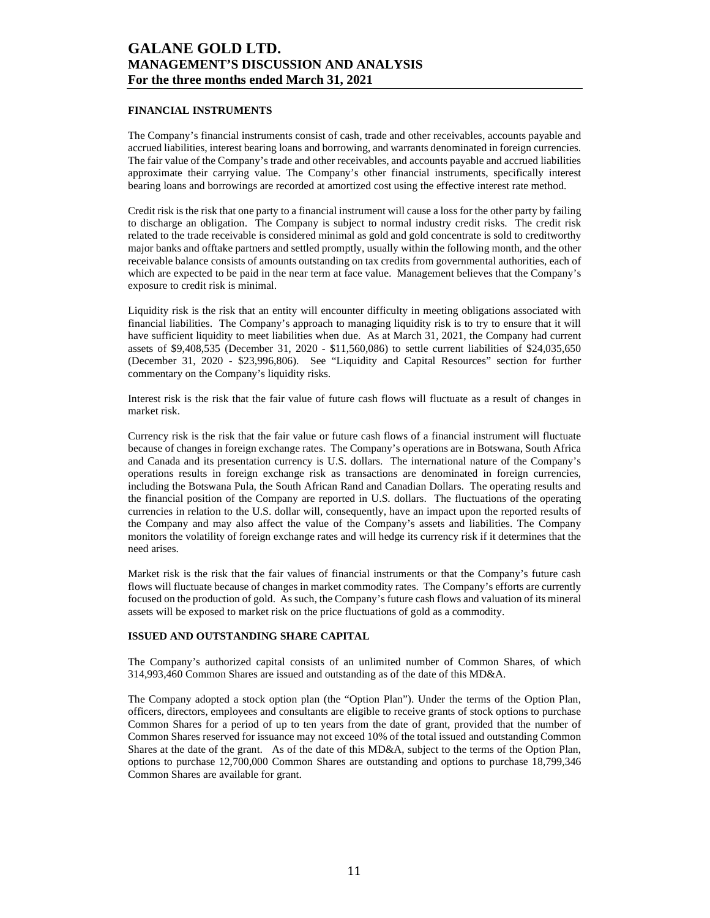## FINANCIAL INSTRUMENTS

The Company's financial instruments consist of cash, trade and other receivables, accounts payable and accrued liabilities, interest bearing loans and borrowing, and warrants denominated in foreign currencies. The fair value of the Company's trade and other receivables, and accounts payable and accrued liabilities approximate their carrying value. The Company's other financial instruments, specifically interest bearing loans and borrowings are recorded at amortized cost using the effective interest rate method.

Credit risk is the risk that one party to a financial instrument will cause a loss for the other party by failing to discharge an obligation. The Company is subject to normal industry credit risks. The credit risk related to the trade receivable is considered minimal as gold and gold concentrate is sold to creditworthy major banks and offtake partners and settled promptly, usually within the following month, and the other receivable balance consists of amounts outstanding on tax credits from governmental authorities, each of which are expected to be paid in the near term at face value. Management believes that the Company's exposure to credit risk is minimal.

Liquidity risk is the risk that an entity will encounter difficulty in meeting obligations associated with financial liabilities. The Company's approach to managing liquidity risk is to try to ensure that it will have sufficient liquidity to meet liabilities when due. As at March 31, 2021, the Company had current assets of $9,408,535 (December 31, 2020 - $11,560,086) to settle current liabilities of $24,035,650 (December 31, 2020 - $23,996,806). See "Liquidity and Capital Resources" section for further commentary on the Company's liquidity risks.

Interest risk is the risk that the fair value of future cash flows will fluctuate as a result of changes in market risk.

Currency risk is the risk that the fair value or future cash flows of a financial instrument will fluctuate because of changes in foreign exchange rates. The Company's operations are in Botswana, South Africa and Canada and its presentation currency is U.S. dollars. The international nature of the Company's operations results in foreign exchange risk as transactions are denominated in foreign currencies, including the Botswana Pula, the South African Rand and Canadian Dollars. The operating results and the financial position of the Company are reported in U.S. dollars. The fluctuations of the operating currencies in relation to the U.S. dollar will, consequently, have an impact upon the reported results of the Company and may also affect the value of the Company's assets and liabilities. The Company monitors the volatility of foreign exchange rates and will hedge its currency risk if it determines that the need arises.

Market risk is the risk that the fair values of financial instruments or that the Company's future cash flows will fluctuate because of changes in market commodity rates. The Company's efforts are currently focused on the production of gold. As such, the Company's future cash flows and valuation of its mineral assets will be exposed to market risk on the price fluctuations of gold as a commodity.

## ISSUED AND OUTSTANDING SHARE CAPITAL

The Company's authorized capital consists of an unlimited number of Common Shares, of which 314,993,460 Common Shares are issued and outstanding as of the date of this MD&A.

The Company adopted a stock option plan (the "Option Plan"). Under the terms of the Option Plan, officers, directors, employees and consultants are eligible to receive grants of stock options to purchase Common Shares for a period of up to ten years from the date of grant, provided that the number of Common Shares reserved for issuance may not exceed 10% of the total issued and outstanding Common Shares at the date of the grant. As of the date of this MD&A, subject to the terms of the Option Plan, options to purchase 12,700,000 Common Shares are outstanding and options to purchase 18,799,346 Common Shares are available for grant.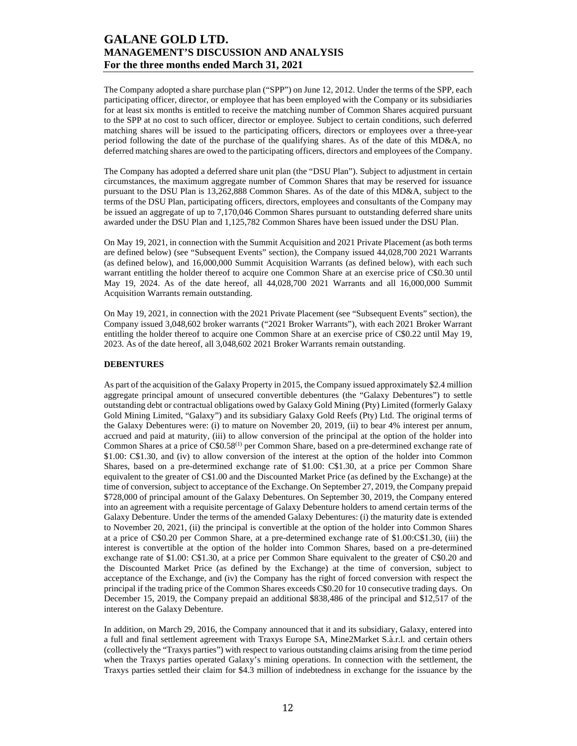The Company adopted a share purchase plan ("SPP") on June 12, 2012. Under the terms of the SPP, each participating officer, director, or employee that has been employed with the Company or its subsidiaries for at least six months is entitled to receive the matching number of Common Shares acquired pursuant to the SPP at no cost to such officer, director or employee. Subject to certain conditions, such deferred matching shares will be issued to the participating officers, directors or employees over a three-year period following the date of the purchase of the qualifying shares. As of the date of this MD&A, no deferred matching shares are owed to the participating officers, directors and employees of the Company.

The Company has adopted a deferred share unit plan (the "DSU Plan"). Subject to adjustment in certain circumstances, the maximum aggregate number of Common Shares that may be reserved for issuance pursuant to the DSU Plan is 13,262,888 Common Shares. As of the date of this MD&A, subject to the terms of the DSU Plan, participating officers, directors, employees and consultants of the Company may be issued an aggregate of up to 7,170,046 Common Shares pursuant to outstanding deferred share units awarded under the DSU Plan and 1,125,782 Common Shares have been issued under the DSU Plan.

On May 19, 2021, in connection with the Summit Acquisition and 2021 Private Placement (as both terms are defined below) (see "Subsequent Events" section), the Company issued 44,028,700 2021 Warrants (as defined below), and 16,000,000 Summit Acquisition Warrants (as defined below), with each such warrant entitling the holder thereof to acquire one Common Share at an exercise price of C$0.30 until May 19, 2024. As of the date hereof, all 44,028,700 2021 Warrants and all 16,000,000 Summit Acquisition Warrants remain outstanding.

On May 19, 2021, in connection with the 2021 Private Placement (see "Subsequent Events" section), the Company issued 3,048,602 broker warrants ("2021 Broker Warrants"), with each 2021 Broker Warrant entitling the holder thereof to acquire one Common Share at an exercise price of C$0.22 until May 19, 2023. As of the date hereof, all 3,048,602 2021 Broker Warrants remain outstanding.

**DEBENTURES**

As part of the acquisition of the Galaxy Property in 2015, the Company issued approximately $2.4 million aggregate principal amount of unsecured convertible debentures (the "Galaxy Debentures") to settle outstanding debt or contractual obligations owed by Galaxy Gold Mining (Pty) Limited (formerly Galaxy Gold Mining Limited, "Galaxy") and its subsidiary Galaxy Gold Reefs (Pty) Ltd. The original terms of the Galaxy Debentures were: (i) to mature on November 20, 2019, (ii) to bear 4% interest per annum, accrued and paid at maturity, (iii) to allow conversion of the principal at the option of the holder into Common Shares at a price of C$0.58[(1)] per Common Share, based on a pre-determined exchange rate of $1.00: C$1.30, and (iv) to allow conversion of the interest at the option of the holder into Common Shares, based on a pre-determined exchange rate of $1.00: C$1.30, at a price per Common Share equivalent to the greater of C$1.00 and the Discounted Market Price (as defined by the Exchange) at the time of conversion, subject to acceptance of the Exchange. On September 27, 2019, the Company prepaid $728,000 of principal amount of the Galaxy Debentures. On September 30, 2019, the Company entered into an agreement with a requisite percentage of Galaxy Debenture holders to amend certain terms of the Galaxy Debenture. Under the terms of the amended Galaxy Debentures: (i) the maturity date is extended to November 20, 2021, (ii) the principal is convertible at the option of the holder into Common Shares at a price of C$0.20 per Common Share, at a pre-determined exchange rate of $1.00:C$1.30, (iii) the interest is convertible at the option of the holder into Common Shares, based on a pre-determined exchange rate of $1.00: C$1.30, at a price per Common Share equivalent to the greater of C$0.20 and the Discounted Market Price (as defined by the Exchange) at the time of conversion, subject to acceptance of the Exchange, and (iv) the Company has the right of forced conversion with respect the principal if the trading price of the Common Shares exceeds C$0.20 for 10 consecutive trading days. On December 15, 2019, the Company prepaid an additional $838,486 of the principal and $12,517 of the interest on the Galaxy Debenture.

In addition, on March 29, 2016, the Company announced that it and its subsidiary, Galaxy, entered into a full and final settlement agreement with Traxys Europe SA, Mine2Market S.à.r.l. and certain others (collectively the "Traxys parties") with respect to various outstanding claims arising from the time period when the Traxys parties operated Galaxy's mining operations. In connection with the settlement, the Traxys parties settled their claim for $4.3 million of indebtedness in exchange for the issuance by the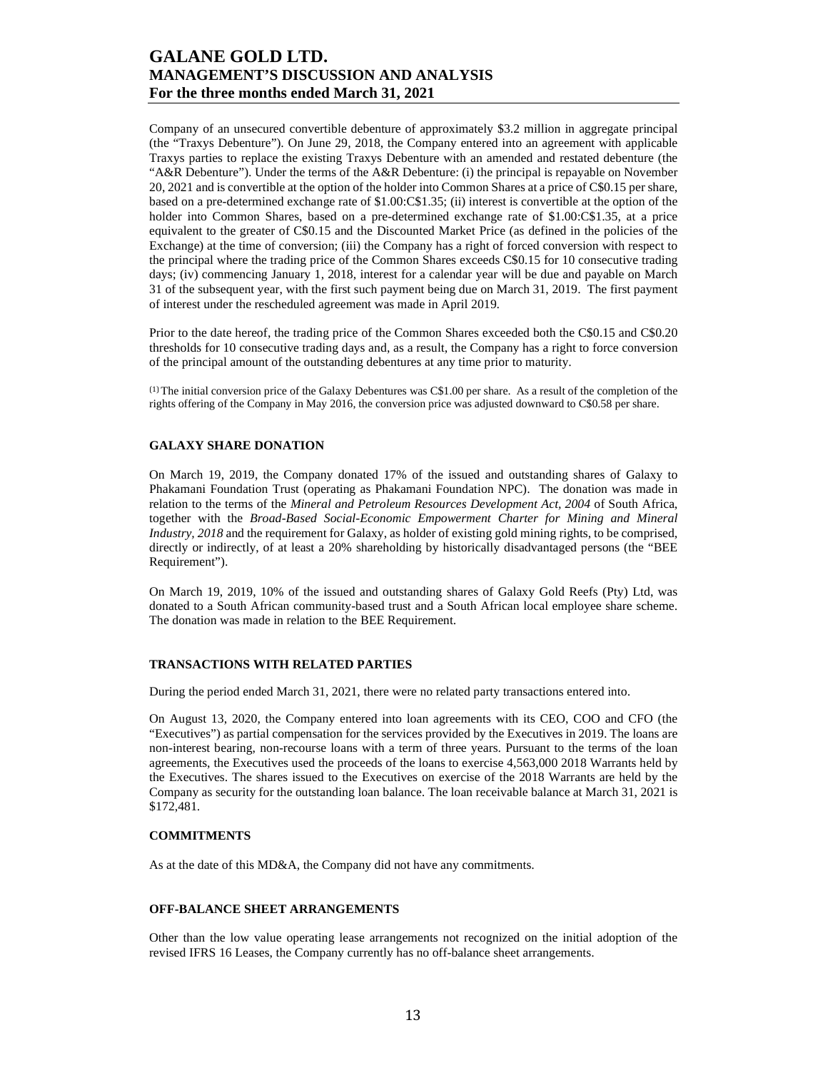Company of an unsecured convertible debenture of approximately $3.2 million in aggregate principal (the "Traxys Debenture"). On June 29, 2018, the Company entered into an agreement with applicable Traxys parties to replace the existing Traxys Debenture with an amended and restated debenture (the "A&R Debenture"). Under the terms of the A&R Debenture: (i) the principal is repayable on November 20, 2021 and is convertible at the option of the holder into Common Shares at a price of C$0.15 per share, based on a pre-determined exchange rate of $1.00:C$1.35; (ii) interest is convertible at the option of the holder into Common Shares, based on a pre-determined exchange rate of $1.00:C$1.35, at a price equivalent to the greater of C$0.15 and the Discounted Market Price (as defined in the policies of the Exchange) at the time of conversion; (iii) the Company has a right of forced conversion with respect to the principal where the trading price of the Common Shares exceeds C$0.15 for 10 consecutive trading days; (iv) commencing January 1, 2018, interest for a calendar year will be due and payable on March 31 of the subsequent year, with the first such payment being due on March 31, 2019. The first payment of interest under the rescheduled agreement was made in April 2019.

Prior to the date hereof, the trading price of the Common Shares exceeded both the C$0.15 and C$0.20 thresholds for 10 consecutive trading days and, as a result, the Company has a right to force conversion of the principal amount of the outstanding debentures at any time prior to maturity.

(1) The initial conversion price of the Galaxy Debentures was C$1.00 per share. As a result of the completion of the rights offering of the Company in May 2016, the conversion price was adjusted downward to C$0.58 per share.

## GALAXY SHARE DONATION

On March 19, 2019, the Company donated 17% of the issued and outstanding shares of Galaxy to Phakamani Foundation Trust (operating as Phakamani Foundation NPC). The donation was made in relation to the terms of the *Mineral and Petroleum Resources Development Act, 2004* of South Africa, together with the *Broad-Based Social-Economic Empowerment Charter for Mining and Mineral Industry, 2018* and the requirement for Galaxy, as holder of existing gold mining rights, to be comprised, directly or indirectly, of at least a 20% shareholding by historically disadvantaged persons (the "BEE Requirement").

On March 19, 2019, 10% of the issued and outstanding shares of Galaxy Gold Reefs (Pty) Ltd, was donated to a South African community-based trust and a South African local employee share scheme. The donation was made in relation to the BEE Requirement.

## TRANSACTIONS WITH RELATED PARTIES

During the period ended March 31, 2021, there were no related party transactions entered into.

On August 13, 2020, the Company entered into loan agreements with its CEO, COO and CFO (the "Executives") as partial compensation for the services provided by the Executives in 2019. The loans are non-interest bearing, non-recourse loans with a term of three years. Pursuant to the terms of the loan agreements, the Executives used the proceeds of the loans to exercise 4,563,000 2018 Warrants held by the Executives. The shares issued to the Executives on exercise of the 2018 Warrants are held by the Company as security for the outstanding loan balance. The loan receivable balance at March 31, 2021 is $172,481.

## COMMITMENTS

As at the date of this MD&A, the Company did not have any commitments.

## OFF-BALANCE SHEET ARRANGEMENTS

Other than the low value operating lease arrangements not recognized on the initial adoption of the revised IFRS 16 Leases, the Company currently has no off-balance sheet arrangements.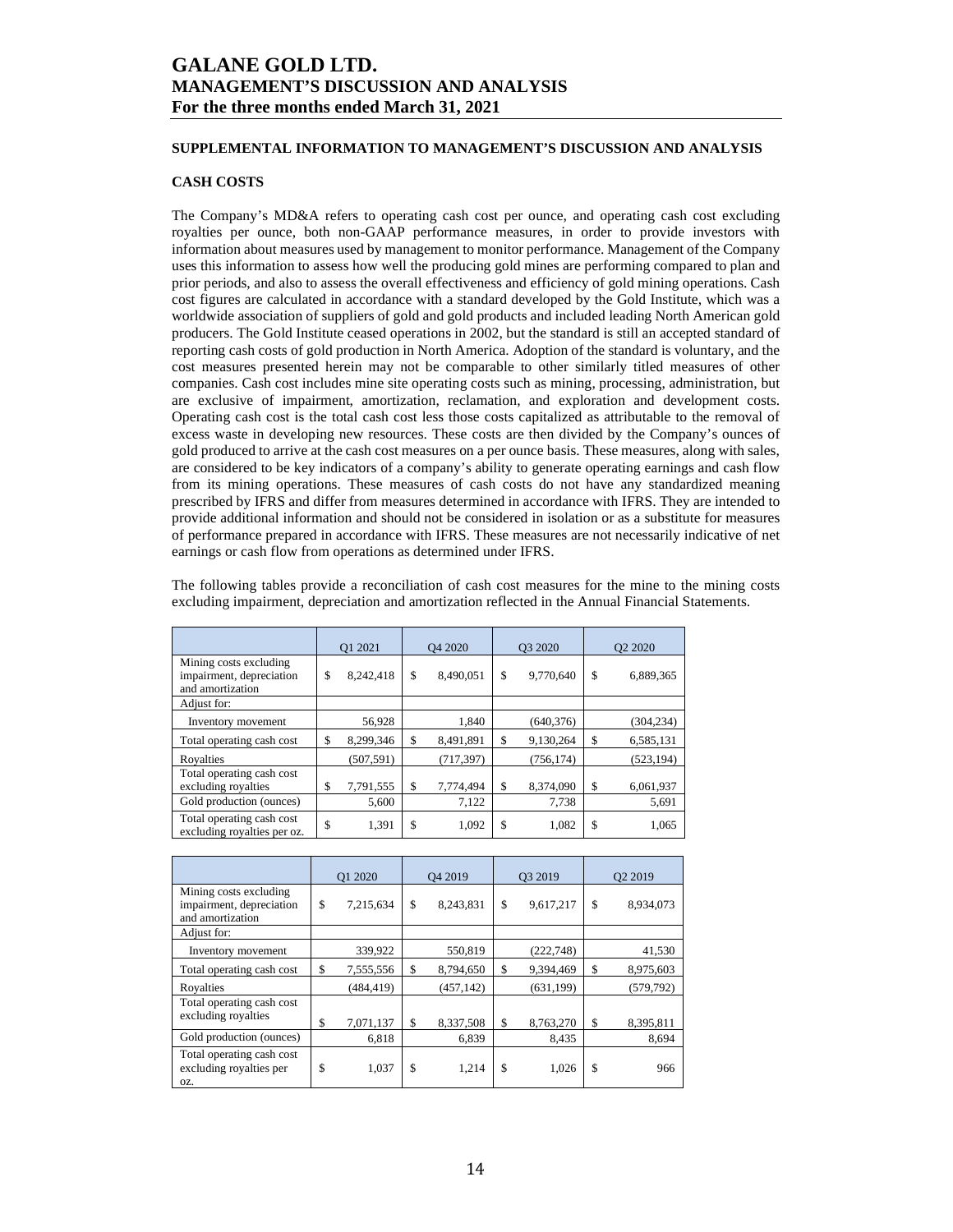# GALANE GOLD LTD.
# MANAGEMENT'S DISCUSSION AND ANALYSIS
# For the three months ended March 31, 2021

## SUPPLEMENTAL INFORMATION TO MANAGEMENT'S DISCUSSION AND ANALYSIS

### CASH COSTS

The Company's MD&A refers to operating cash cost per ounce, and operating cash cost excluding royalties per ounce, both non-GAAP performance measures, in order to provide investors with information about measures used by management to monitor performance. Management of the Company uses this information to assess how well the producing gold mines are performing compared to plan and prior periods, and also to assess the overall effectiveness and efficiency of gold mining operations. Cash cost figures are calculated in accordance with a standard developed by the Gold Institute, which was a worldwide association of suppliers of gold and gold products and included leading North American gold producers. The Gold Institute ceased operations in 2002, but the standard is still an accepted standard of reporting cash costs of gold production in North America. Adoption of the standard is voluntary, and the cost measures presented herein may not be comparable to other similarly titled measures of other companies. Cash cost includes mine site operating costs such as mining, processing, administration, but are exclusive of impairment, amortization, reclamation, and exploration and development costs. Operating cash cost is the total cash cost less those costs capitalized as attributable to the removal of excess waste in developing new resources. These costs are then divided by the Company's ounces of gold produced to arrive at the cash cost measures on a per ounce basis. These measures, along with sales, are considered to be key indicators of a company's ability to generate operating earnings and cash flow from its mining operations. These measures of cash costs do not have any standardized meaning prescribed by IFRS and differ from measures determined in accordance with IFRS. They are intended to provide additional information and should not be considered in isolation or as a substitute for measures of performance prepared in accordance with IFRS. These measures are not necessarily indicative of net earnings or cash flow from operations as determined under IFRS.

The following tables provide a reconciliation of cash cost measures for the mine to the mining costs excluding impairment, depreciation and amortization reflected in the Annual Financial Statements.

| | Q1 2021 | Q4 2020 | Q3 2020 | Q2 2020 |
|---|---|---|---|---|
| Mining costs excluding impairment, depreciation and amortization | $ 8,242,418 | $ 8,490,051 | $ 9,770,640 | $ 6,889,365 |
| Adjust for: | | | | |
| Inventory movement | 56,928 | 1,840 | (640,376) | (304,234) |
| Total operating cash cost | $ 8,299,346 | $ 8,491,891 | $ 9,130,264 | $ 6,585,131 |
| Royalties | (507,591) | (717,397) | (756,174) | (523,194) |
| Total operating cash cost excluding royalties | $ 7,791,555 | $ 7,774,494 | $ 8,374,090 | $ 6,061,937 |
| Gold production (ounces) | 5,600 | 7,122 | 7,738 | 5,691 |
| Total operating cash cost excluding royalties per oz. | $ 1,391 | $ 1,092 | $ 1,082 | $ 1,065 |

| | Q1 2020 | Q4 2019 | Q3 2019 | Q2 2019 |
|---|---|---|---|---|
| Mining costs excluding impairment, depreciation and amortization | $ 7,215,634 | $ 8,243,831 | $ 9,617,217 | $ 8,934,073 |
| Adjust for: | | | | |
| Inventory movement | 339,922 | 550,819 | (222,748) | 41,530 |
| Total operating cash cost | $ 7,555,556 | $ 8,794,650 | $ 9,394,469 | $ 8,975,603 |
| Royalties | (484,419) | (457,142) | (631,199) | (579,792) |
| Total operating cash cost excluding royalties | $ 7,071,137 | $ 8,337,508 | $ 8,763,270 | $ 8,395,811 |
| Gold production (ounces) | 6,818 | 6,839 | 8,435 | 8,694 |
| Total operating cash cost excluding royalties per oz. | $ 1,037 | $ 1,214 | $ 1,026 | $ 966 |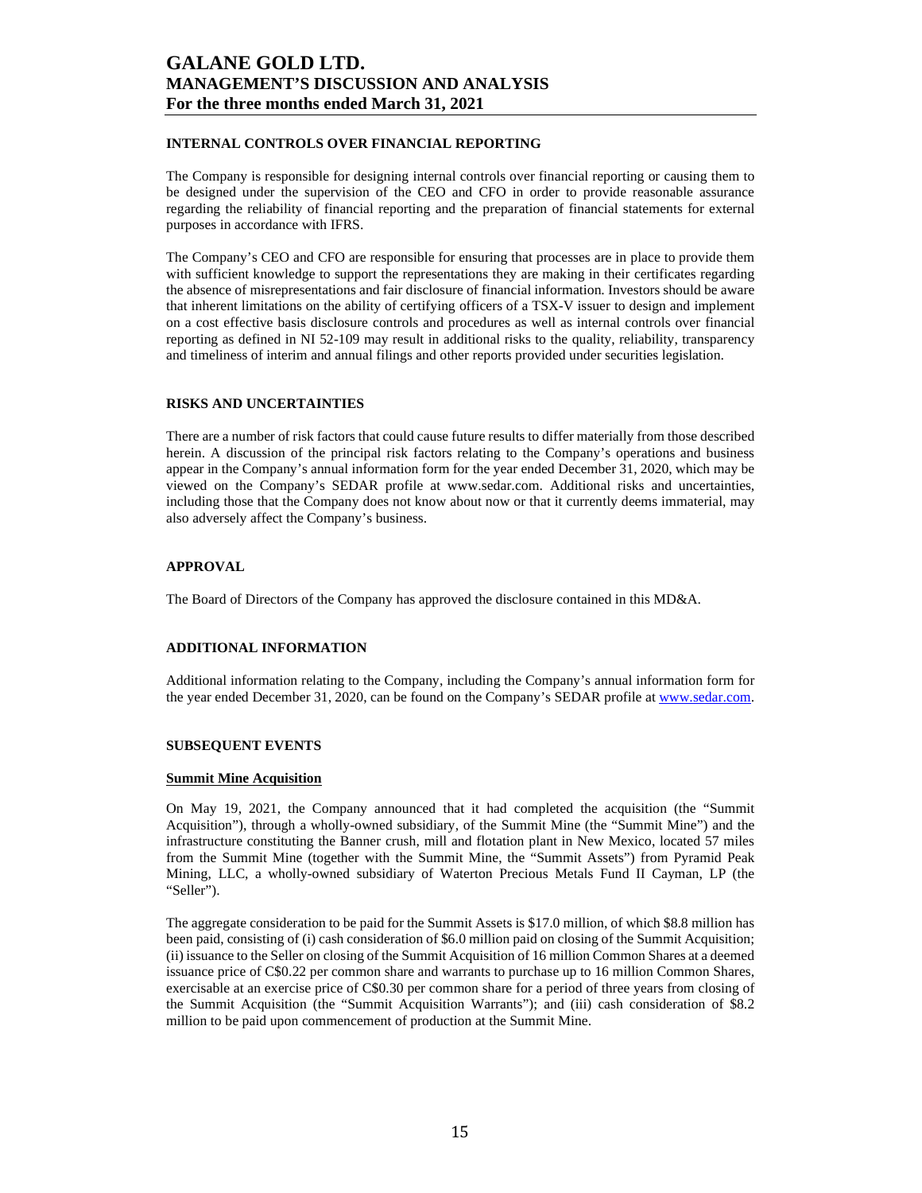## INTERNAL CONTROLS OVER FINANCIAL REPORTING

The Company is responsible for designing internal controls over financial reporting or causing them to be designed under the supervision of the CEO and CFO in order to provide reasonable assurance regarding the reliability of financial reporting and the preparation of financial statements for external purposes in accordance with IFRS.

The Company's CEO and CFO are responsible for ensuring that processes are in place to provide them with sufficient knowledge to support the representations they are making in their certificates regarding the absence of misrepresentations and fair disclosure of financial information. Investors should be aware that inherent limitations on the ability of certifying officers of a TSX-V issuer to design and implement on a cost effective basis disclosure controls and procedures as well as internal controls over financial reporting as defined in NI 52-109 may result in additional risks to the quality, reliability, transparency and timeliness of interim and annual filings and other reports provided under securities legislation.

## RISKS AND UNCERTAINTIES

There are a number of risk factors that could cause future results to differ materially from those described herein. A discussion of the principal risk factors relating to the Company's operations and business appear in the Company's annual information form for the year ended December 31, 2020, which may be viewed on the Company's SEDAR profile at www.sedar.com. Additional risks and uncertainties, including those that the Company does not know about now or that it currently deems immaterial, may also adversely affect the Company's business.

## APPROVAL

The Board of Directors of the Company has approved the disclosure contained in this MD&A.

## ADDITIONAL INFORMATION

Additional information relating to the Company, including the Company's annual information form for the year ended December 31, 2020, can be found on the Company's SEDAR profile at www.sedar.com.

## SUBSEQUENT EVENTS

**Summit Mine Acquisition**

On May 19, 2021, the Company announced that it had completed the acquisition (the "Summit Acquisition"), through a wholly-owned subsidiary, of the Summit Mine (the "Summit Mine") and the infrastructure constituting the Banner crush, mill and flotation plant in New Mexico, located 57 miles from the Summit Mine (together with the Summit Mine, the "Summit Assets") from Pyramid Peak Mining, LLC, a wholly-owned subsidiary of Waterton Precious Metals Fund II Cayman, LP (the "Seller").

The aggregate consideration to be paid for the Summit Assets is $17.0 million, of which $8.8 million has been paid, consisting of (i) cash consideration of $6.0 million paid on closing of the Summit Acquisition; (ii) issuance to the Seller on closing of the Summit Acquisition of 16 million Common Shares at a deemed issuance price of C$0.22 per common share and warrants to purchase up to 16 million Common Shares, exercisable at an exercise price of C$0.30 per common share for a period of three years from closing of the Summit Acquisition (the "Summit Acquisition Warrants"); and (iii) cash consideration of $8.2 million to be paid upon commencement of production at the Summit Mine.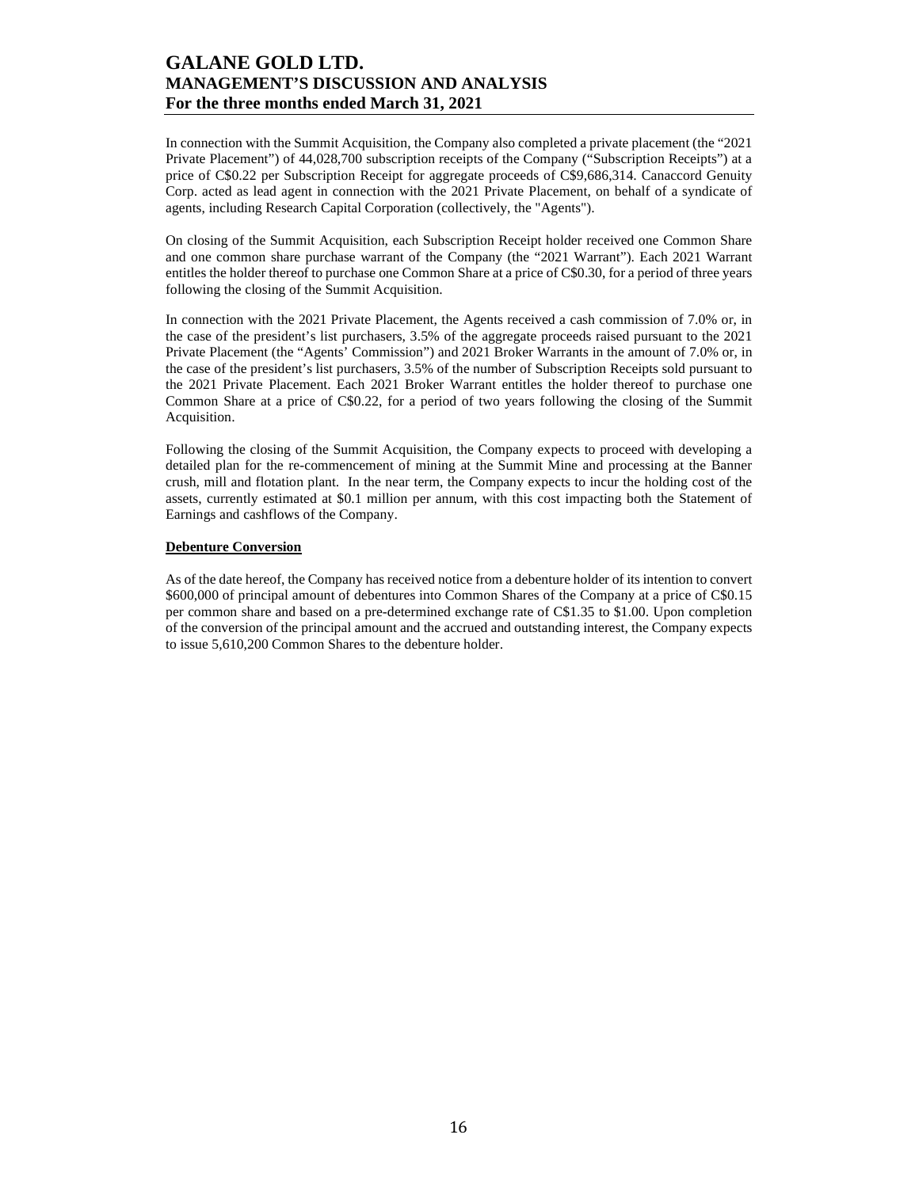In connection with the Summit Acquisition, the Company also completed a private placement (the "2021 Private Placement") of 44,028,700 subscription receipts of the Company ("Subscription Receipts") at a price of C$0.22 per Subscription Receipt for aggregate proceeds of C$9,686,314. Canaccord Genuity Corp. acted as lead agent in connection with the 2021 Private Placement, on behalf of a syndicate of agents, including Research Capital Corporation (collectively, the "Agents").

On closing of the Summit Acquisition, each Subscription Receipt holder received one Common Share and one common share purchase warrant of the Company (the "2021 Warrant"). Each 2021 Warrant entitles the holder thereof to purchase one Common Share at a price of C$0.30, for a period of three years following the closing of the Summit Acquisition.

In connection with the 2021 Private Placement, the Agents received a cash commission of 7.0% or, in the case of the president's list purchasers, 3.5% of the aggregate proceeds raised pursuant to the 2021 Private Placement (the "Agents' Commission") and 2021 Broker Warrants in the amount of 7.0% or, in the case of the president's list purchasers, 3.5% of the number of Subscription Receipts sold pursuant to the 2021 Private Placement. Each 2021 Broker Warrant entitles the holder thereof to purchase one Common Share at a price of C$0.22, for a period of two years following the closing of the Summit Acquisition.

Following the closing of the Summit Acquisition, the Company expects to proceed with developing a detailed plan for the re-commencement of mining at the Summit Mine and processing at the Banner crush, mill and flotation plant. In the near term, the Company expects to incur the holding cost of the assets, currently estimated at $0.1 million per annum, with this cost impacting both the Statement of Earnings and cashflows of the Company.

**Debenture Conversion**

As of the date hereof, the Company has received notice from a debenture holder of its intention to convert $600,000 of principal amount of debentures into Common Shares of the Company at a price of C$0.15 per common share and based on a pre-determined exchange rate of C$1.35 to $1.00. Upon completion of the conversion of the principal amount and the accrued and outstanding interest, the Company expects to issue 5,610,200 Common Shares to the debenture holder.